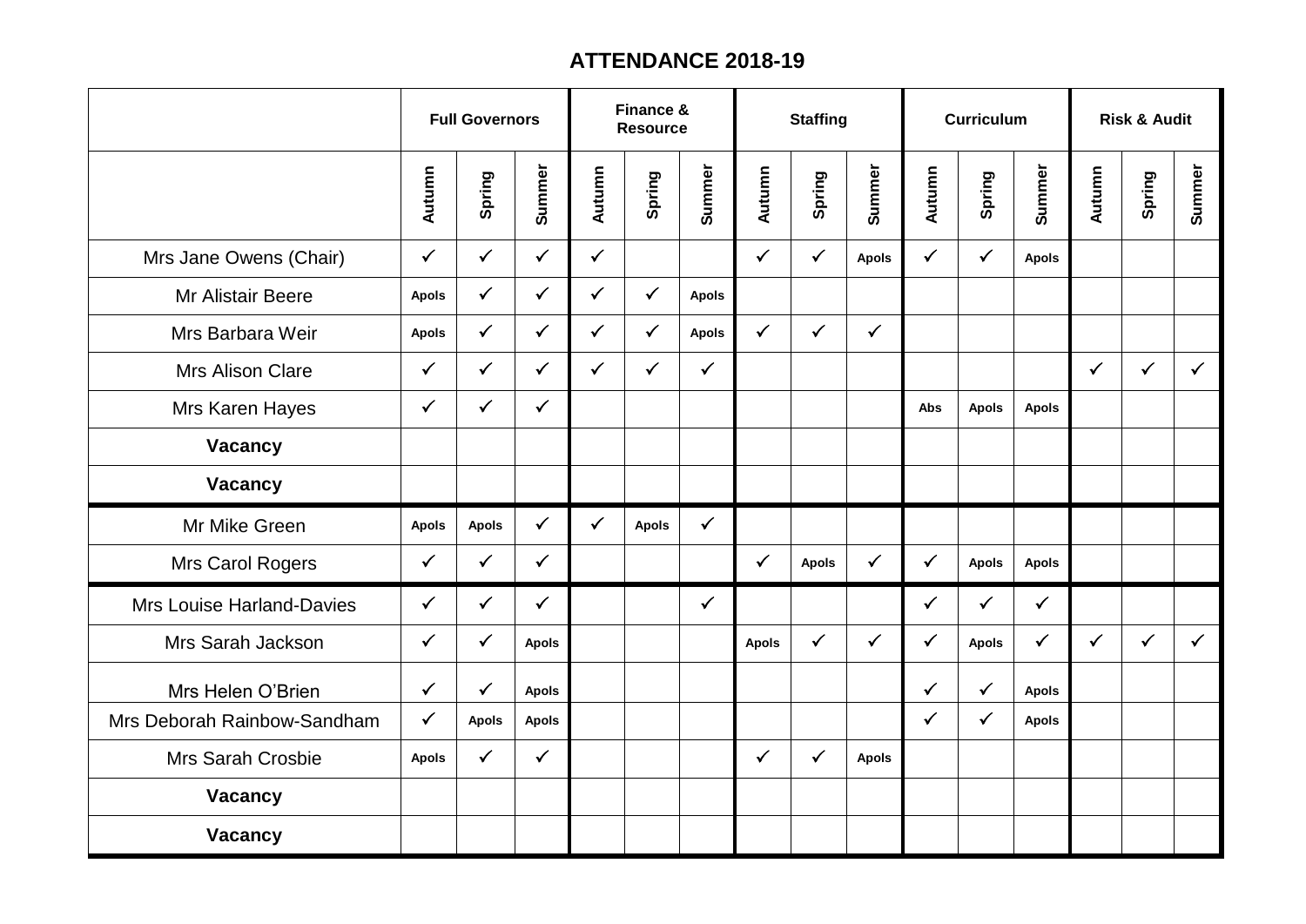# ATTENDANCE 2018-19

| | Full Governors | | | Finance & Resource | | | Staffing | | | Curriculum | | | Risk & Audit | | |
|---|---|---|---|---|---|---|---|---|---|---|---|---|---|---|---|
| | Autumn | Spring | Summer | Autumn | Spring | Summer | Autumn | Spring | Summer | Autumn | Spring | Summer | Autumn | Spring | Summer |
| Mrs Jane Owens (Chair) | ✓ | ✓ | ✓ | ✓ | | | ✓ | ✓ | Apols | ✓ | ✓ | Apols | | | |
| Mr Alistair Beere | Apols | ✓ | ✓ | ✓ | ✓ | Apols | | | | | | | | | |
| Mrs Barbara Weir | Apols | ✓ | ✓ | ✓ | ✓ | Apols | ✓ | ✓ | ✓ | | | | | | |
| Mrs Alison Clare | ✓ | ✓ | ✓ | ✓ | ✓ | ✓ | | | | | | | ✓ | ✓ | ✓ |
| Mrs Karen Hayes | ✓ | ✓ | ✓ | | | | | | | Abs | Apols | Apols | | | |
| **Vacancy** | | | | | | | | | | | | | | | |
| **Vacancy** | | | | | | | | | | | | | | | |
| Mr Mike Green | Apols | Apols | ✓ | ✓ | Apols | ✓ | | | | | | | | | |
| Mrs Carol Rogers | ✓ | ✓ | ✓ | | | | ✓ | Apols | ✓ | ✓ | Apols | Apols | | | |
| Mrs Louise Harland-Davies | ✓ | ✓ | ✓ | | | ✓ | | | | ✓ | ✓ | ✓ | | | |
| Mrs Sarah Jackson | ✓ | ✓ | Apols | | | | Apols | ✓ | ✓ | ✓ | Apols | ✓ | ✓ | ✓ | ✓ |
| Mrs Helen O'Brien | ✓ | ✓ | Apols | | | | | | | ✓ | ✓ | Apols | | | |
| Mrs Deborah Rainbow-Sandham | ✓ | Apols | Apols | | | | | | | ✓ | ✓ | Apols | | | |
| Mrs Sarah Crosbie | Apols | ✓ | ✓ | | | | ✓ | ✓ | Apols | | | | | | |
| **Vacancy** | | | | | | | | | | | | | | | |
| **Vacancy** | | | | | | | | | | | | | | | |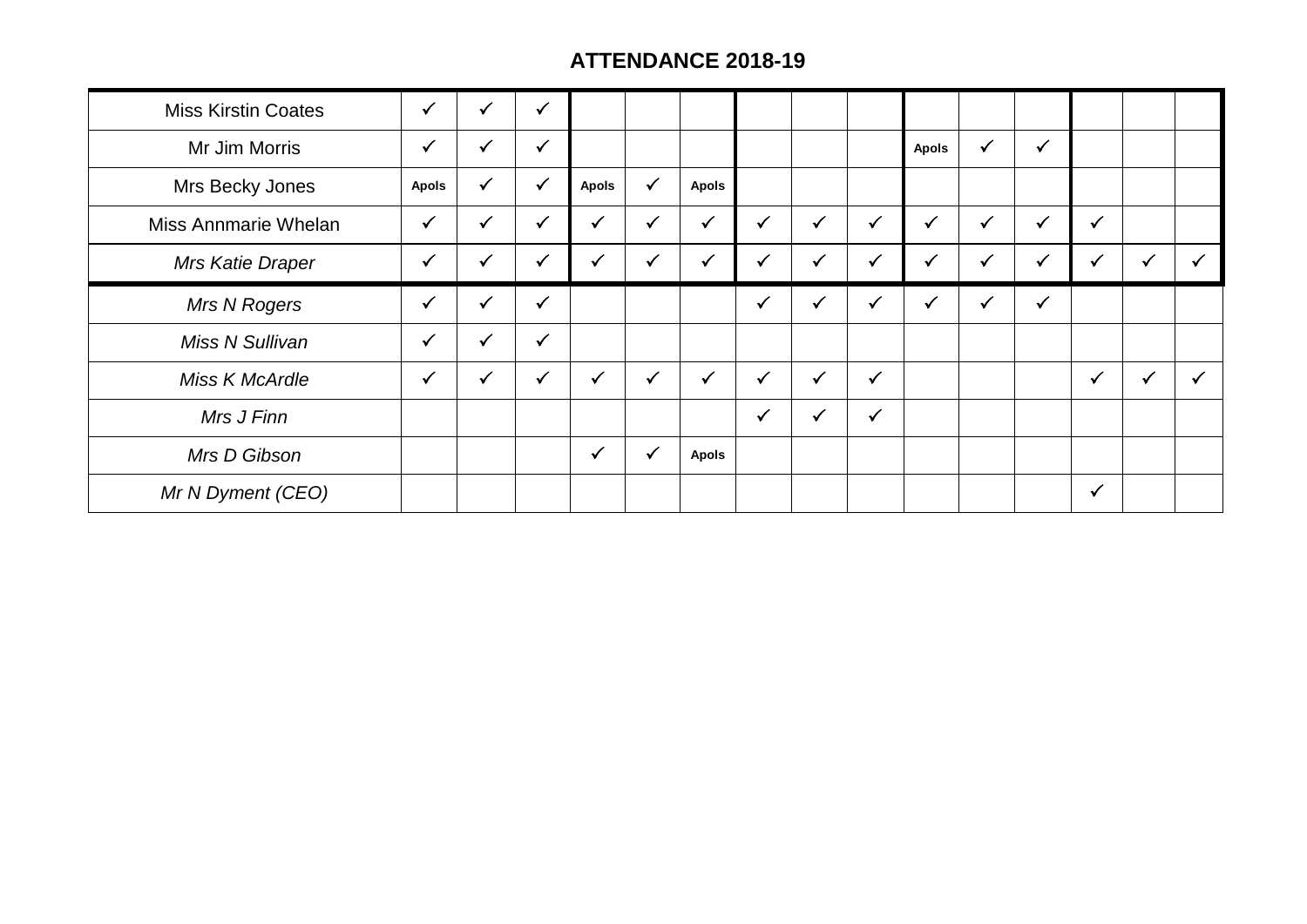## ATTENDANCE 2018-19

| | | | | | | | | | | | | | | | |
|---|---|---|---|---|---|---|---|---|---|---|---|---|---|---|---|
| Miss Kirstin Coates | ✓ | ✓ | ✓ | | | | | | | | | | | | |
| Mr Jim Morris | ✓ | ✓ | ✓ | | | | | | | Apols | ✓ | ✓ | | | |
| Mrs Becky Jones | Apols | ✓ | ✓ | Apols | ✓ | Apols | | | | | | | | | |
| Miss Annmarie Whelan | ✓ | ✓ | ✓ | ✓ | ✓ | ✓ | ✓ | ✓ | ✓ | ✓ | ✓ | ✓ | ✓ | | |
| *Mrs Katie Draper* | ✓ | ✓ | ✓ | ✓ | ✓ | ✓ | ✓ | ✓ | ✓ | ✓ | ✓ | ✓ | ✓ | ✓ | ✓ |
| *Mrs N Rogers* | ✓ | ✓ | ✓ | | | | ✓ | ✓ | ✓ | ✓ | ✓ | ✓ | | | |
| *Miss N Sullivan* | ✓ | ✓ | ✓ | | | | | | | | | | | | |
| *Miss K McArdle* | ✓ | ✓ | ✓ | ✓ | ✓ | ✓ | ✓ | ✓ | ✓ | | | | ✓ | ✓ | ✓ |
| *Mrs J Finn* | | | | | | | ✓ | ✓ | ✓ | | | | | | |
| *Mrs D Gibson* | | | | ✓ | ✓ | Apols | | | | | | | | | |
| *Mr N Dyment (CEO)* | | | | | | | | | | | | | ✓ | | |